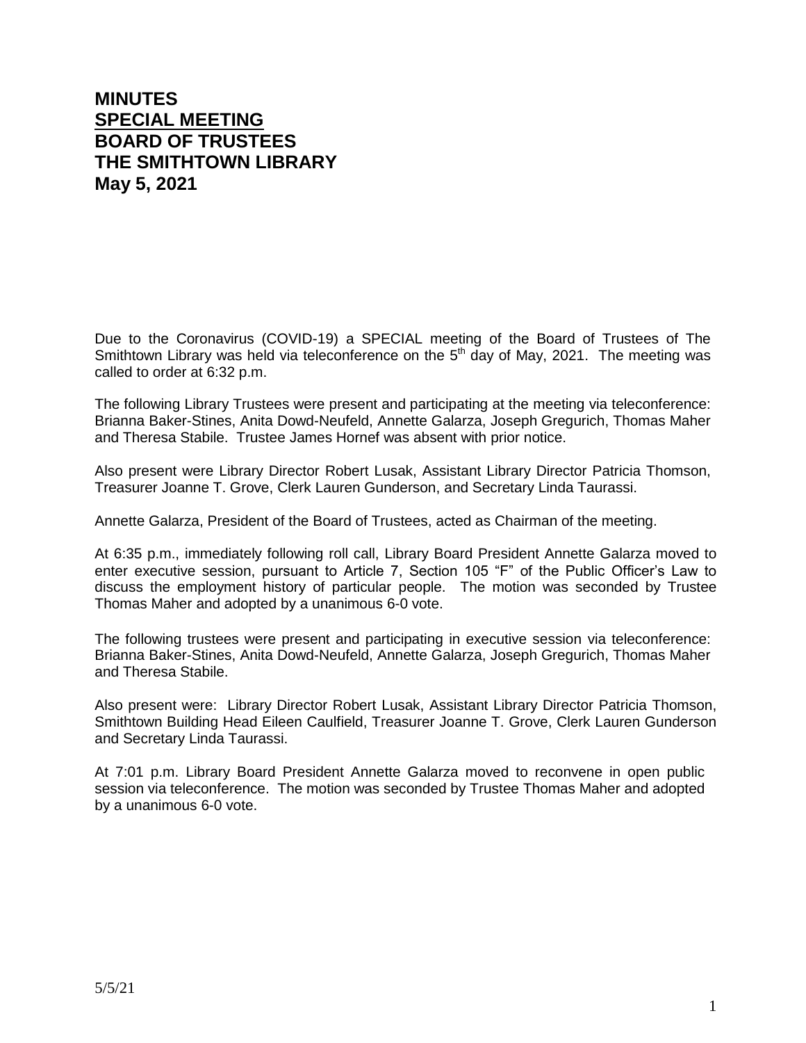# MINUTES
# SPECIAL MEETING
# BOARD OF TRUSTEES
# THE SMITHTOWN LIBRARY
# May 5, 2021

Due to the Coronavirus (COVID-19) a SPECIAL meeting of the Board of Trustees of The Smithtown Library was held via teleconference on the 5th day of May, 2021. The meeting was called to order at 6:32 p.m.

The following Library Trustees were present and participating at the meeting via teleconference: Brianna Baker-Stines, Anita Dowd-Neufeld, Annette Galarza, Joseph Gregurich, Thomas Maher and Theresa Stabile. Trustee James Hornef was absent with prior notice.

Also present were Library Director Robert Lusak, Assistant Library Director Patricia Thomson, Treasurer Joanne T. Grove, Clerk Lauren Gunderson, and Secretary Linda Taurassi.

Annette Galarza, President of the Board of Trustees, acted as Chairman of the meeting.

At 6:35 p.m., immediately following roll call, Library Board President Annette Galarza moved to enter executive session, pursuant to Article 7, Section 105 "F" of the Public Officer's Law to discuss the employment history of particular people. The motion was seconded by Trustee Thomas Maher and adopted by a unanimous 6-0 vote.

The following trustees were present and participating in executive session via teleconference: Brianna Baker-Stines, Anita Dowd-Neufeld, Annette Galarza, Joseph Gregurich, Thomas Maher and Theresa Stabile.

Also present were: Library Director Robert Lusak, Assistant Library Director Patricia Thomson, Smithtown Building Head Eileen Caulfield, Treasurer Joanne T. Grove, Clerk Lauren Gunderson and Secretary Linda Taurassi.

At 7:01 p.m. Library Board President Annette Galarza moved to reconvene in open public session via teleconference. The motion was seconded by Trustee Thomas Maher and adopted by a unanimous 6-0 vote.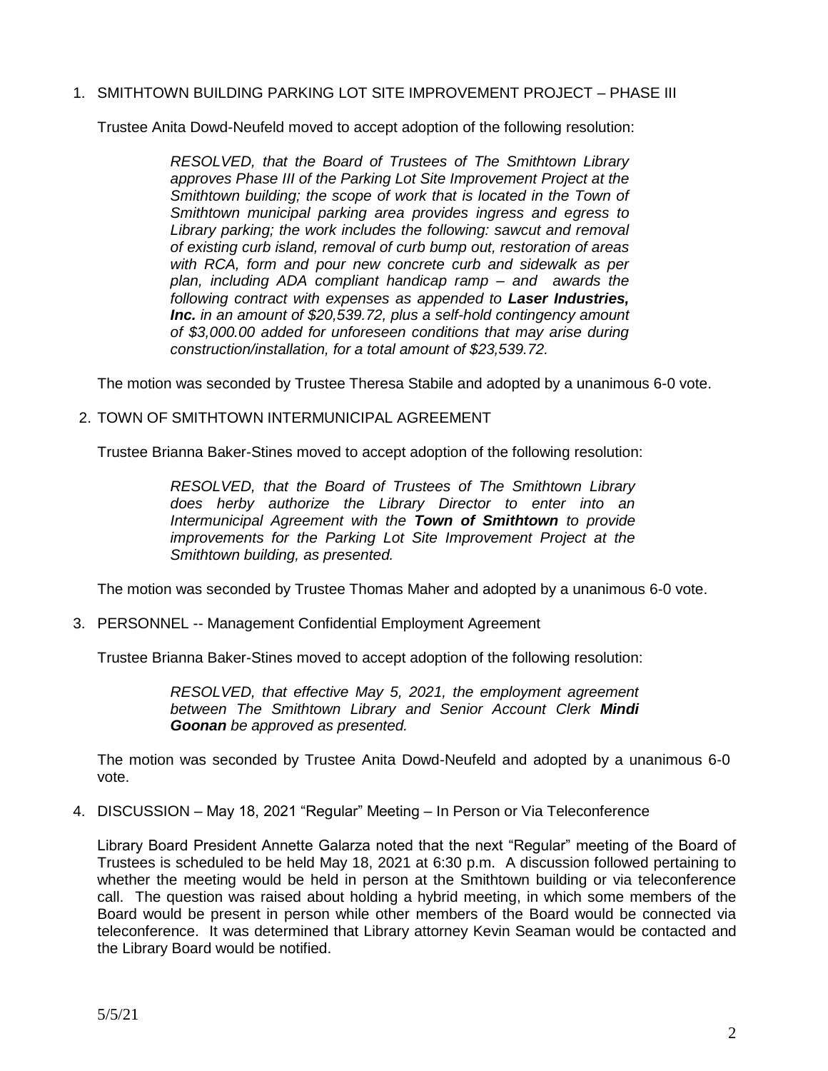1. SMITHTOWN BUILDING PARKING LOT SITE IMPROVEMENT PROJECT – PHASE III

   Trustee Anita Dowd-Neufeld moved to accept adoption of the following resolution:

   > *RESOLVED, that the Board of Trustees of The Smithtown Library approves Phase III of the Parking Lot Site Improvement Project at the Smithtown building; the scope of work that is located in the Town of Smithtown municipal parking area provides ingress and egress to Library parking; the work includes the following: sawcut and removal of existing curb island, removal of curb bump out, restoration of areas with RCA, form and pour new concrete curb and sidewalk as per plan, including ADA compliant handicap ramp – and awards the following contract with expenses as appended to* ***Laser Industries, Inc.*** *in an amount of $20,539.72, plus a self-hold contingency amount of $3,000.00 added for unforeseen conditions that may arise during construction/installation, for a total amount of $23,539.72.*

   The motion was seconded by Trustee Theresa Stabile and adopted by a unanimous 6-0 vote.

2. TOWN OF SMITHTOWN INTERMUNICIPAL AGREEMENT

   Trustee Brianna Baker-Stines moved to accept adoption of the following resolution:

   > *RESOLVED, that the Board of Trustees of The Smithtown Library does herby authorize the Library Director to enter into an Intermunicipal Agreement with the* ***Town of Smithtown*** *to provide improvements for the Parking Lot Site Improvement Project at the Smithtown building, as presented.*

   The motion was seconded by Trustee Thomas Maher and adopted by a unanimous 6-0 vote.

3. PERSONNEL -- Management Confidential Employment Agreement

   Trustee Brianna Baker-Stines moved to accept adoption of the following resolution:

   > *RESOLVED, that effective May 5, 2021, the employment agreement between The Smithtown Library and Senior Account Clerk* ***Mindi Goonan*** *be approved as presented.*

   The motion was seconded by Trustee Anita Dowd-Neufeld and adopted by a unanimous 6-0 vote.

4. DISCUSSION – May 18, 2021 "Regular" Meeting – In Person or Via Teleconference

   Library Board President Annette Galarza noted that the next "Regular" meeting of the Board of Trustees is scheduled to be held May 18, 2021 at 6:30 p.m. A discussion followed pertaining to whether the meeting would be held in person at the Smithtown building or via teleconference call. The question was raised about holding a hybrid meeting, in which some members of the Board would be present in person while other members of the Board would be connected via teleconference. It was determined that Library attorney Kevin Seaman would be contacted and the Library Board would be notified.

5/5/21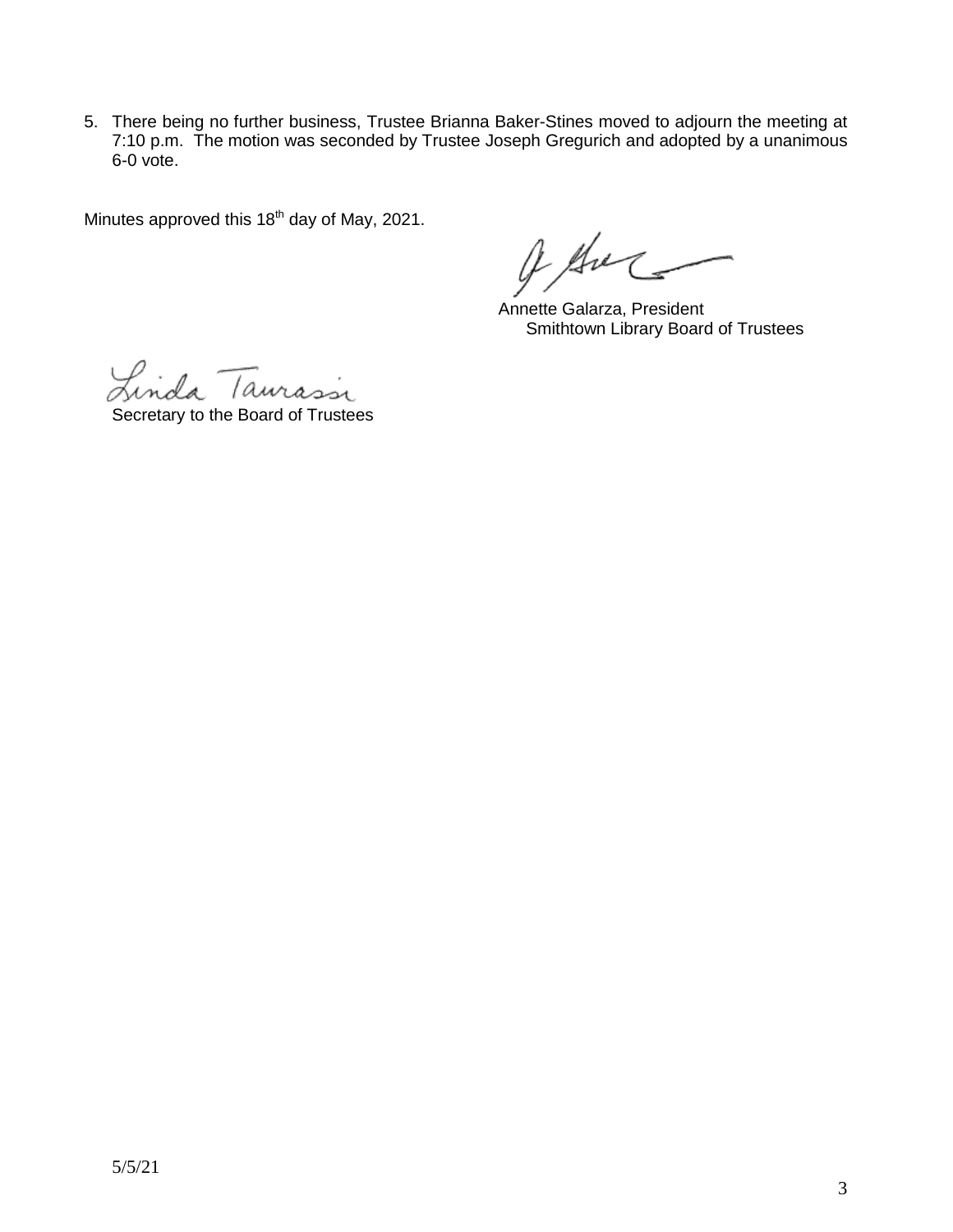5. There being no further business, Trustee Brianna Baker-Stines moved to adjourn the meeting at 7:10 p.m. The motion was seconded by Trustee Joseph Gregurich and adopted by a unanimous 6-0 vote.

Minutes approved this 18th day of May, 2021.

Annette Galarza, President
Smithtown Library Board of Trustees

Linda Taurassi
Secretary to the Board of Trustees

5/5/21